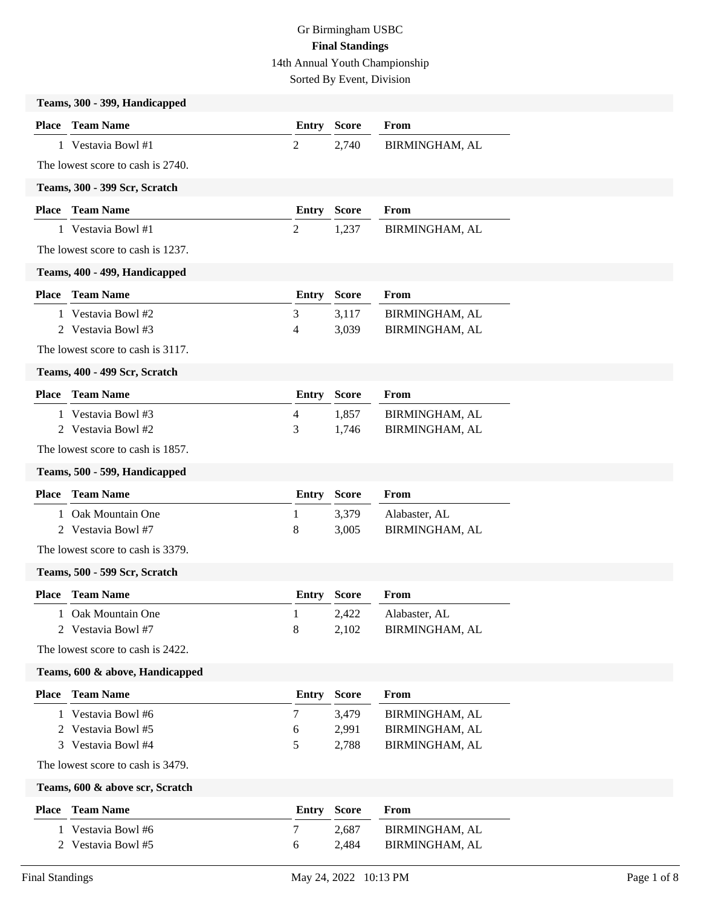Gr Birmingham USBC

**Final Standings**

14th Annual Youth Championship

Sorted By Event, Division

### Teams, 300 - 399, Handicapped

| Place | Team Name | Entry | Score | From |
|---|---|---|---|---|
| 1 | Vestavia Bowl #1 | 2 | 2,740 | BIRMINGHAM, AL |

The lowest score to cash is 2740.

### Teams, 300 - 399 Scr, Scratch

| Place | Team Name | Entry | Score | From |
|---|---|---|---|---|
| 1 | Vestavia Bowl #1 | 2 | 1,237 | BIRMINGHAM, AL |

The lowest score to cash is 1237.

### Teams, 400 - 499, Handicapped

| Place | Team Name | Entry | Score | From |
|---|---|---|---|---|
| 1 | Vestavia Bowl #2 | 3 | 3,117 | BIRMINGHAM, AL |
| 2 | Vestavia Bowl #3 | 4 | 3,039 | BIRMINGHAM, AL |

The lowest score to cash is 3117.

### Teams, 400 - 499 Scr, Scratch

| Place | Team Name | Entry | Score | From |
|---|---|---|---|---|
| 1 | Vestavia Bowl #3 | 4 | 1,857 | BIRMINGHAM, AL |
| 2 | Vestavia Bowl #2 | 3 | 1,746 | BIRMINGHAM, AL |

The lowest score to cash is 1857.

### Teams, 500 - 599, Handicapped

| Place | Team Name | Entry | Score | From |
|---|---|---|---|---|
| 1 | Oak Mountain One | 1 | 3,379 | Alabaster, AL |
| 2 | Vestavia Bowl #7 | 8 | 3,005 | BIRMINGHAM, AL |

The lowest score to cash is 3379.

### Teams, 500 - 599 Scr, Scratch

| Place | Team Name | Entry | Score | From |
|---|---|---|---|---|
| 1 | Oak Mountain One | 1 | 2,422 | Alabaster, AL |
| 2 | Vestavia Bowl #7 | 8 | 2,102 | BIRMINGHAM, AL |

The lowest score to cash is 2422.

### Teams, 600 & above, Handicapped

| Place | Team Name | Entry | Score | From |
|---|---|---|---|---|
| 1 | Vestavia Bowl #6 | 7 | 3,479 | BIRMINGHAM, AL |
| 2 | Vestavia Bowl #5 | 6 | 2,991 | BIRMINGHAM, AL |
| 3 | Vestavia Bowl #4 | 5 | 2,788 | BIRMINGHAM, AL |

The lowest score to cash is 3479.

### Teams, 600 & above scr, Scratch

| Place | Team Name | Entry | Score | From |
|---|---|---|---|---|
| 1 | Vestavia Bowl #6 | 7 | 2,687 | BIRMINGHAM, AL |
| 2 | Vestavia Bowl #5 | 6 | 2,484 | BIRMINGHAM, AL |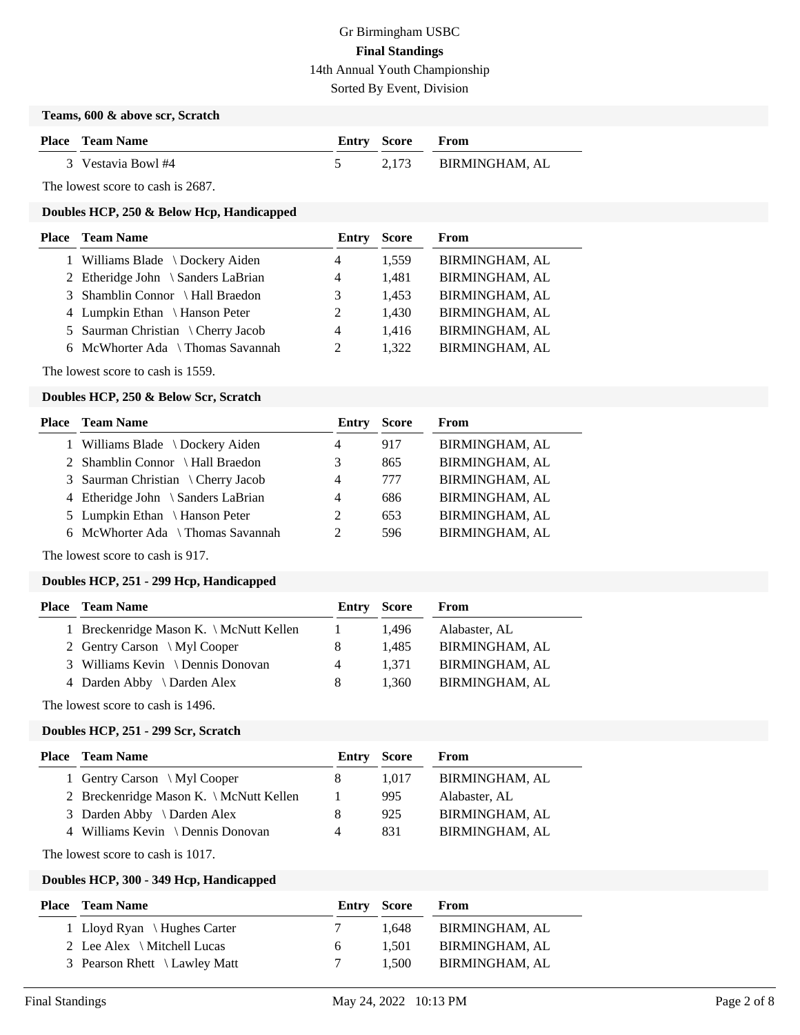Gr Birmingham USBC

**Final Standings**

14th Annual Youth Championship

Sorted By Event, Division

### Teams, 600 & above scr, Scratch

| Place | Team Name | Entry | Score | From |
|---|---|---|---|---|
| 3 | Vestavia Bowl #4 | 5 | 2,173 | BIRMINGHAM, AL |

The lowest score to cash is 2687.

### Doubles HCP, 250 & Below Hcp, Handicapped

| Place | Team Name | Entry | Score | From |
|---|---|---|---|---|
| 1 | Williams Blade \ Dockery Aiden | 4 | 1,559 | BIRMINGHAM, AL |
| 2 | Etheridge John \ Sanders LaBrian | 4 | 1,481 | BIRMINGHAM, AL |
| 3 | Shamblin Connor \ Hall Braedon | 3 | 1,453 | BIRMINGHAM, AL |
| 4 | Lumpkin Ethan \ Hanson Peter | 2 | 1,430 | BIRMINGHAM, AL |
| 5 | Saurman Christian \ Cherry Jacob | 4 | 1,416 | BIRMINGHAM, AL |
| 6 | McWhorter Ada \ Thomas Savannah | 2 | 1,322 | BIRMINGHAM, AL |

The lowest score to cash is 1559.

### Doubles HCP, 250 & Below Scr, Scratch

| Place | Team Name | Entry | Score | From |
|---|---|---|---|---|
| 1 | Williams Blade \ Dockery Aiden | 4 | 917 | BIRMINGHAM, AL |
| 2 | Shamblin Connor \ Hall Braedon | 3 | 865 | BIRMINGHAM, AL |
| 3 | Saurman Christian \ Cherry Jacob | 4 | 777 | BIRMINGHAM, AL |
| 4 | Etheridge John \ Sanders LaBrian | 4 | 686 | BIRMINGHAM, AL |
| 5 | Lumpkin Ethan \ Hanson Peter | 2 | 653 | BIRMINGHAM, AL |
| 6 | McWhorter Ada \ Thomas Savannah | 2 | 596 | BIRMINGHAM, AL |

The lowest score to cash is 917.

### Doubles HCP, 251 - 299 Hcp, Handicapped

| Place | Team Name | Entry | Score | From |
|---|---|---|---|---|
| 1 | Breckenridge Mason K. \ McNutt Kellen | 1 | 1,496 | Alabaster, AL |
| 2 | Gentry Carson \ Myl Cooper | 8 | 1,485 | BIRMINGHAM, AL |
| 3 | Williams Kevin \ Dennis Donovan | 4 | 1,371 | BIRMINGHAM, AL |
| 4 | Darden Abby \ Darden Alex | 8 | 1,360 | BIRMINGHAM, AL |

The lowest score to cash is 1496.

### Doubles HCP, 251 - 299 Scr, Scratch

| Place | Team Name | Entry | Score | From |
|---|---|---|---|---|
| 1 | Gentry Carson \ Myl Cooper | 8 | 1,017 | BIRMINGHAM, AL |
| 2 | Breckenridge Mason K. \ McNutt Kellen | 1 | 995 | Alabaster, AL |
| 3 | Darden Abby \ Darden Alex | 8 | 925 | BIRMINGHAM, AL |
| 4 | Williams Kevin \ Dennis Donovan | 4 | 831 | BIRMINGHAM, AL |

The lowest score to cash is 1017.

### Doubles HCP, 300 - 349 Hcp, Handicapped

| Place | Team Name | Entry | Score | From |
|---|---|---|---|---|
| 1 | Lloyd Ryan \ Hughes Carter | 7 | 1,648 | BIRMINGHAM, AL |
| 2 | Lee Alex \ Mitchell Lucas | 6 | 1,501 | BIRMINGHAM, AL |
| 3 | Pearson Rhett \ Lawley Matt | 7 | 1,500 | BIRMINGHAM, AL |

Final Standings May 24, 2022 10:13 PM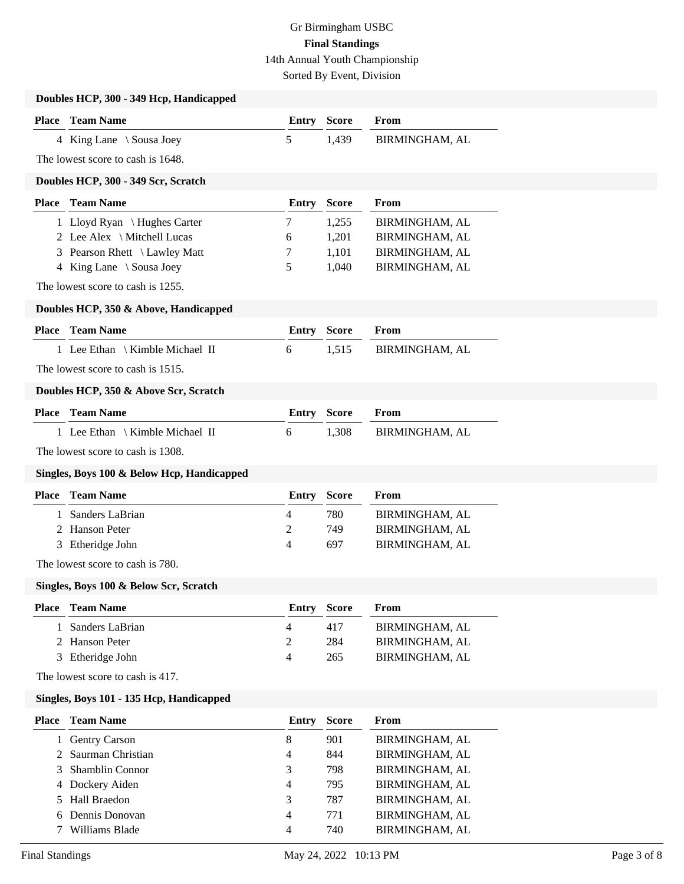Gr Birmingham USBC

**Final Standings**

14th Annual Youth Championship

Sorted By Event, Division

### Doubles HCP, 300 - 349 Hcp, Handicapped

| Place | Team Name | Entry | Score | From |
|---|---|---|---|---|
| 4 | King Lane \ Sousa Joey | 5 | 1,439 | BIRMINGHAM, AL |

The lowest score to cash is 1648.

### Doubles HCP, 300 - 349 Scr, Scratch

| Place | Team Name | Entry | Score | From |
|---|---|---|---|---|
| 1 | Lloyd Ryan \ Hughes Carter | 7 | 1,255 | BIRMINGHAM, AL |
| 2 | Lee Alex \ Mitchell Lucas | 6 | 1,201 | BIRMINGHAM, AL |
| 3 | Pearson Rhett \ Lawley Matt | 7 | 1,101 | BIRMINGHAM, AL |
| 4 | King Lane \ Sousa Joey | 5 | 1,040 | BIRMINGHAM, AL |

The lowest score to cash is 1255.

### Doubles HCP, 350 & Above, Handicapped

| Place | Team Name | Entry | Score | From |
|---|---|---|---|---|
| 1 | Lee Ethan \ Kimble Michael II | 6 | 1,515 | BIRMINGHAM, AL |

The lowest score to cash is 1515.

### Doubles HCP, 350 & Above Scr, Scratch

| Place | Team Name | Entry | Score | From |
|---|---|---|---|---|
| 1 | Lee Ethan \ Kimble Michael II | 6 | 1,308 | BIRMINGHAM, AL |

The lowest score to cash is 1308.

### Singles, Boys 100 & Below Hcp, Handicapped

| Place | Team Name | Entry | Score | From |
|---|---|---|---|---|
| 1 | Sanders LaBrian | 4 | 780 | BIRMINGHAM, AL |
| 2 | Hanson Peter | 2 | 749 | BIRMINGHAM, AL |
| 3 | Etheridge John | 4 | 697 | BIRMINGHAM, AL |

The lowest score to cash is 780.

### Singles, Boys 100 & Below Scr, Scratch

| Place | Team Name | Entry | Score | From |
|---|---|---|---|---|
| 1 | Sanders LaBrian | 4 | 417 | BIRMINGHAM, AL |
| 2 | Hanson Peter | 2 | 284 | BIRMINGHAM, AL |
| 3 | Etheridge John | 4 | 265 | BIRMINGHAM, AL |

The lowest score to cash is 417.

### Singles, Boys 101 - 135 Hcp, Handicapped

| Place | Team Name | Entry | Score | From |
|---|---|---|---|---|
| 1 | Gentry Carson | 8 | 901 | BIRMINGHAM, AL |
| 2 | Saurman Christian | 4 | 844 | BIRMINGHAM, AL |
| 3 | Shamblin Connor | 3 | 798 | BIRMINGHAM, AL |
| 4 | Dockery Aiden | 4 | 795 | BIRMINGHAM, AL |
| 5 | Hall Braedon | 3 | 787 | BIRMINGHAM, AL |
| 6 | Dennis Donovan | 4 | 771 | BIRMINGHAM, AL |
| 7 | Williams Blade | 4 | 740 | BIRMINGHAM, AL |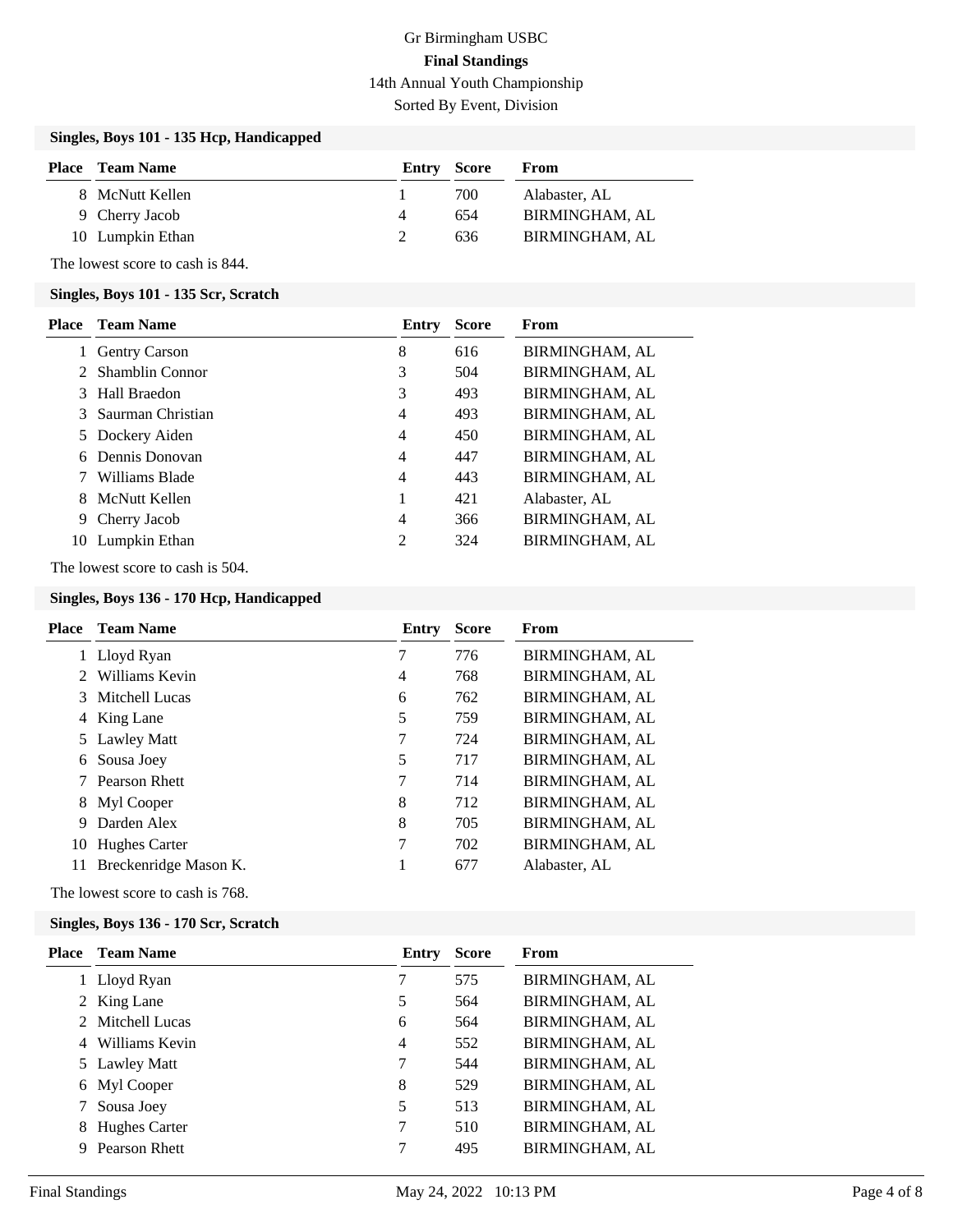Gr Birmingham USBC

**Final Standings**

14th Annual Youth Championship

Sorted By Event, Division

### Singles, Boys 101 - 135 Hcp, Handicapped

| Place | Team Name | Entry | Score | From |
|---|---|---|---|---|
| 8 | McNutt Kellen | 1 | 700 | Alabaster, AL |
| 9 | Cherry Jacob | 4 | 654 | BIRMINGHAM, AL |
| 10 | Lumpkin Ethan | 2 | 636 | BIRMINGHAM, AL |

The lowest score to cash is 844.

### Singles, Boys 101 - 135 Scr, Scratch

| Place | Team Name | Entry | Score | From |
|---|---|---|---|---|
| 1 | Gentry Carson | 8 | 616 | BIRMINGHAM, AL |
| 2 | Shamblin Connor | 3 | 504 | BIRMINGHAM, AL |
| 3 | Hall Braedon | 3 | 493 | BIRMINGHAM, AL |
| 3 | Saurman Christian | 4 | 493 | BIRMINGHAM, AL |
| 5 | Dockery Aiden | 4 | 450 | BIRMINGHAM, AL |
| 6 | Dennis Donovan | 4 | 447 | BIRMINGHAM, AL |
| 7 | Williams Blade | 4 | 443 | BIRMINGHAM, AL |
| 8 | McNutt Kellen | 1 | 421 | Alabaster, AL |
| 9 | Cherry Jacob | 4 | 366 | BIRMINGHAM, AL |
| 10 | Lumpkin Ethan | 2 | 324 | BIRMINGHAM, AL |

The lowest score to cash is 504.

### Singles, Boys 136 - 170 Hcp, Handicapped

| Place | Team Name | Entry | Score | From |
|---|---|---|---|---|
| 1 | Lloyd Ryan | 7 | 776 | BIRMINGHAM, AL |
| 2 | Williams Kevin | 4 | 768 | BIRMINGHAM, AL |
| 3 | Mitchell Lucas | 6 | 762 | BIRMINGHAM, AL |
| 4 | King Lane | 5 | 759 | BIRMINGHAM, AL |
| 5 | Lawley Matt | 7 | 724 | BIRMINGHAM, AL |
| 6 | Sousa Joey | 5 | 717 | BIRMINGHAM, AL |
| 7 | Pearson Rhett | 7 | 714 | BIRMINGHAM, AL |
| 8 | Myl Cooper | 8 | 712 | BIRMINGHAM, AL |
| 9 | Darden Alex | 8 | 705 | BIRMINGHAM, AL |
| 10 | Hughes Carter | 7 | 702 | BIRMINGHAM, AL |
| 11 | Breckenridge Mason K. | 1 | 677 | Alabaster, AL |

The lowest score to cash is 768.

### Singles, Boys 136 - 170 Scr, Scratch

| Place | Team Name | Entry | Score | From |
|---|---|---|---|---|
| 1 | Lloyd Ryan | 7 | 575 | BIRMINGHAM, AL |
| 2 | King Lane | 5 | 564 | BIRMINGHAM, AL |
| 2 | Mitchell Lucas | 6 | 564 | BIRMINGHAM, AL |
| 4 | Williams Kevin | 4 | 552 | BIRMINGHAM, AL |
| 5 | Lawley Matt | 7 | 544 | BIRMINGHAM, AL |
| 6 | Myl Cooper | 8 | 529 | BIRMINGHAM, AL |
| 7 | Sousa Joey | 5 | 513 | BIRMINGHAM, AL |
| 8 | Hughes Carter | 7 | 510 | BIRMINGHAM, AL |
| 9 | Pearson Rhett | 7 | 495 | BIRMINGHAM, AL |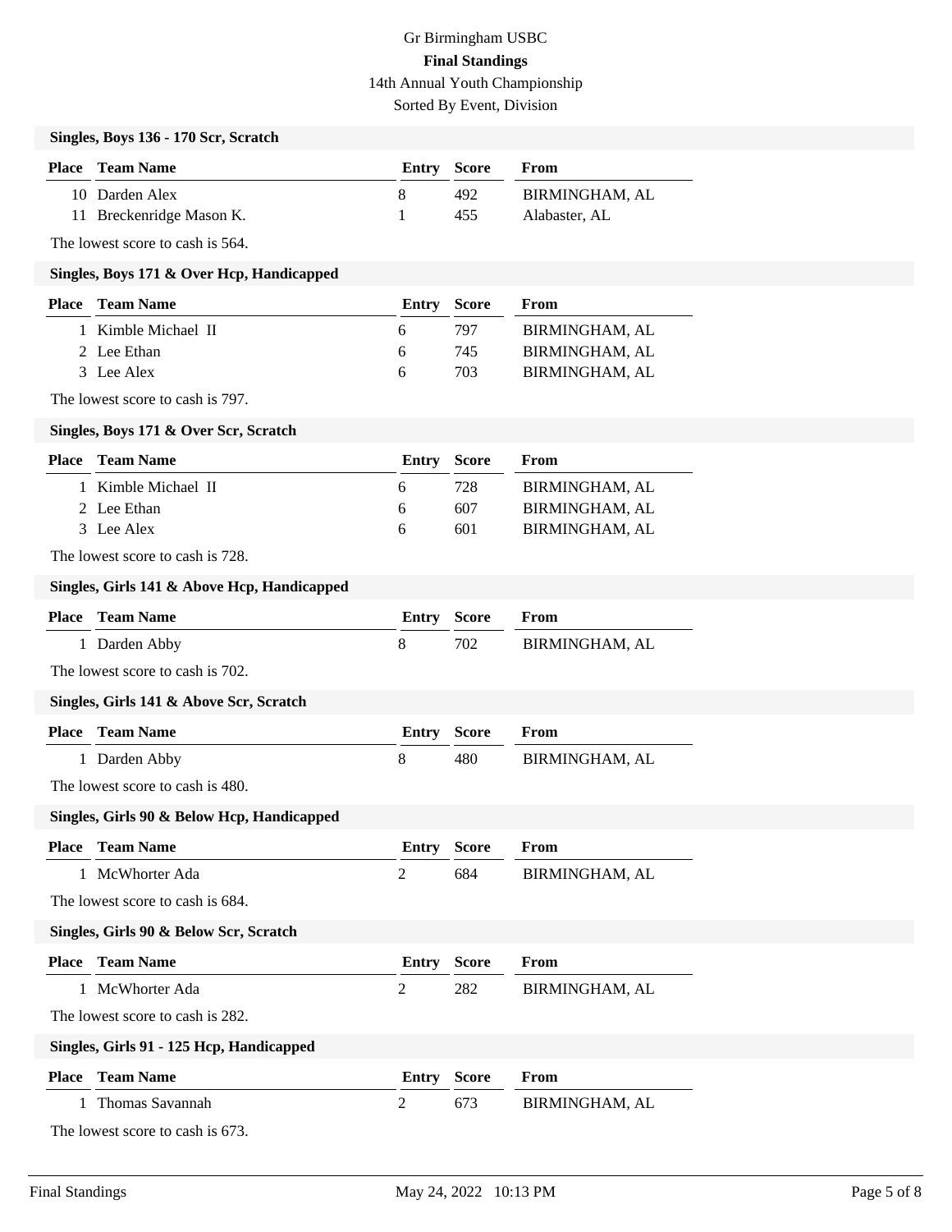# Gr Birmingham USBC

**Final Standings**

14th Annual Youth Championship

Sorted By Event, Division

### Singles, Boys 136 - 170 Scr, Scratch

| Place | Team Name | Entry | Score | From |
|---|---|---|---|---|
| 10 | Darden Alex | 8 | 492 | BIRMINGHAM, AL |
| 11 | Breckenridge Mason K. | 1 | 455 | Alabaster, AL |

The lowest score to cash is 564.

### Singles, Boys 171 & Over Hcp, Handicapped

| Place | Team Name | Entry | Score | From |
|---|---|---|---|---|
| 1 | Kimble Michael II | 6 | 797 | BIRMINGHAM, AL |
| 2 | Lee Ethan | 6 | 745 | BIRMINGHAM, AL |
| 3 | Lee Alex | 6 | 703 | BIRMINGHAM, AL |

The lowest score to cash is 797.

### Singles, Boys 171 & Over Scr, Scratch

| Place | Team Name | Entry | Score | From |
|---|---|---|---|---|
| 1 | Kimble Michael II | 6 | 728 | BIRMINGHAM, AL |
| 2 | Lee Ethan | 6 | 607 | BIRMINGHAM, AL |
| 3 | Lee Alex | 6 | 601 | BIRMINGHAM, AL |

The lowest score to cash is 728.

### Singles, Girls 141 & Above Hcp, Handicapped

| Place | Team Name | Entry | Score | From |
|---|---|---|---|---|
| 1 | Darden Abby | 8 | 702 | BIRMINGHAM, AL |

The lowest score to cash is 702.

### Singles, Girls 141 & Above Scr, Scratch

| Place | Team Name | Entry | Score | From |
|---|---|---|---|---|
| 1 | Darden Abby | 8 | 480 | BIRMINGHAM, AL |

The lowest score to cash is 480.

### Singles, Girls 90 & Below Hcp, Handicapped

| Place | Team Name | Entry | Score | From |
|---|---|---|---|---|
| 1 | McWhorter Ada | 2 | 684 | BIRMINGHAM, AL |

The lowest score to cash is 684.

### Singles, Girls 90 & Below Scr, Scratch

| Place | Team Name | Entry | Score | From |
|---|---|---|---|---|
| 1 | McWhorter Ada | 2 | 282 | BIRMINGHAM, AL |

The lowest score to cash is 282.

### Singles, Girls 91 - 125 Hcp, Handicapped

| Place | Team Name | Entry | Score | From |
|---|---|---|---|---|
| 1 | Thomas Savannah | 2 | 673 | BIRMINGHAM, AL |

The lowest score to cash is 673.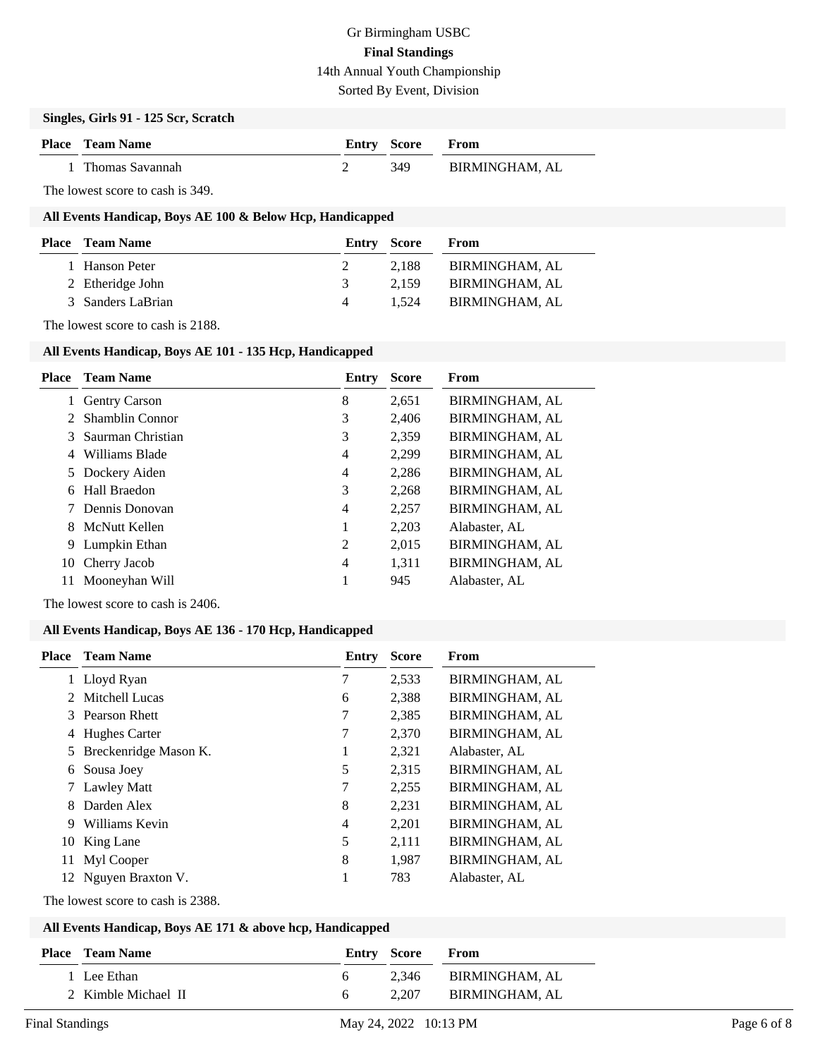Gr Birmingham USBC

**Final Standings**

14th Annual Youth Championship

Sorted By Event, Division

### Singles, Girls 91 - 125 Scr, Scratch

| Place | Team Name | Entry | Score | From |
|---|---|---|---|---|
| 1 | Thomas Savannah | 2 | 349 | BIRMINGHAM, AL |

The lowest score to cash is 349.

### All Events Handicap, Boys AE 100 & Below Hcp, Handicapped

| Place | Team Name | Entry | Score | From |
|---|---|---|---|---|
| 1 | Hanson Peter | 2 | 2,188 | BIRMINGHAM, AL |
| 2 | Etheridge John | 3 | 2,159 | BIRMINGHAM, AL |
| 3 | Sanders LaBrian | 4 | 1,524 | BIRMINGHAM, AL |

The lowest score to cash is 2188.

### All Events Handicap, Boys AE 101 - 135 Hcp, Handicapped

| Place | Team Name | Entry | Score | From |
|---|---|---|---|---|
| 1 | Gentry Carson | 8 | 2,651 | BIRMINGHAM, AL |
| 2 | Shamblin Connor | 3 | 2,406 | BIRMINGHAM, AL |
| 3 | Saurman Christian | 3 | 2,359 | BIRMINGHAM, AL |
| 4 | Williams Blade | 4 | 2,299 | BIRMINGHAM, AL |
| 5 | Dockery Aiden | 4 | 2,286 | BIRMINGHAM, AL |
| 6 | Hall Braedon | 3 | 2,268 | BIRMINGHAM, AL |
| 7 | Dennis Donovan | 4 | 2,257 | BIRMINGHAM, AL |
| 8 | McNutt Kellen | 1 | 2,203 | Alabaster, AL |
| 9 | Lumpkin Ethan | 2 | 2,015 | BIRMINGHAM, AL |
| 10 | Cherry Jacob | 4 | 1,311 | BIRMINGHAM, AL |
| 11 | Mooneyhan Will | 1 | 945 | Alabaster, AL |

The lowest score to cash is 2406.

### All Events Handicap, Boys AE 136 - 170 Hcp, Handicapped

| Place | Team Name | Entry | Score | From |
|---|---|---|---|---|
| 1 | Lloyd Ryan | 7 | 2,533 | BIRMINGHAM, AL |
| 2 | Mitchell Lucas | 6 | 2,388 | BIRMINGHAM, AL |
| 3 | Pearson Rhett | 7 | 2,385 | BIRMINGHAM, AL |
| 4 | Hughes Carter | 7 | 2,370 | BIRMINGHAM, AL |
| 5 | Breckenridge Mason K. | 1 | 2,321 | Alabaster, AL |
| 6 | Sousa Joey | 5 | 2,315 | BIRMINGHAM, AL |
| 7 | Lawley Matt | 7 | 2,255 | BIRMINGHAM, AL |
| 8 | Darden Alex | 8 | 2,231 | BIRMINGHAM, AL |
| 9 | Williams Kevin | 4 | 2,201 | BIRMINGHAM, AL |
| 10 | King Lane | 5 | 2,111 | BIRMINGHAM, AL |
| 11 | Myl Cooper | 8 | 1,987 | BIRMINGHAM, AL |
| 12 | Nguyen Braxton V. | 1 | 783 | Alabaster, AL |

The lowest score to cash is 2388.

### All Events Handicap, Boys AE 171 & above hcp, Handicapped

| Place | Team Name | Entry | Score | From |
|---|---|---|---|---|
| 1 | Lee Ethan | 6 | 2,346 | BIRMINGHAM, AL |
| 2 | Kimble Michael II | 6 | 2,207 | BIRMINGHAM, AL |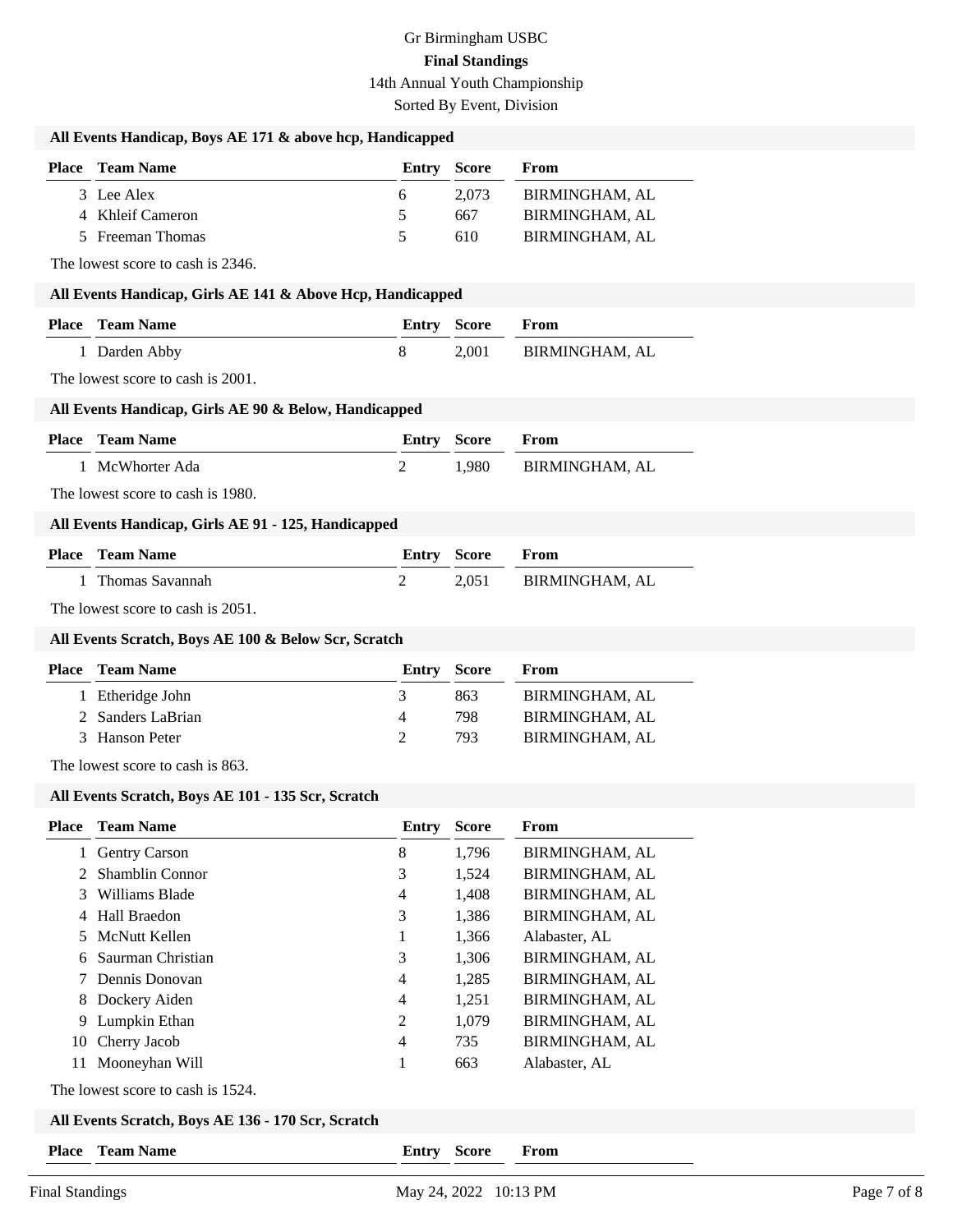# Gr Birmingham USBC

**Final Standings**

14th Annual Youth Championship

Sorted By Event, Division

### All Events Handicap, Boys AE 171 & above hcp, Handicapped

| Place | Team Name | Entry | Score | From |
|---|---|---|---|---|
| 3 | Lee Alex | 6 | 2,073 | BIRMINGHAM, AL |
| 4 | Khleif Cameron | 5 | 667 | BIRMINGHAM, AL |
| 5 | Freeman Thomas | 5 | 610 | BIRMINGHAM, AL |

The lowest score to cash is 2346.

### All Events Handicap, Girls AE 141 & Above Hcp, Handicapped

| Place | Team Name | Entry | Score | From |
|---|---|---|---|---|
| 1 | Darden Abby | 8 | 2,001 | BIRMINGHAM, AL |

The lowest score to cash is 2001.

### All Events Handicap, Girls AE 90 & Below, Handicapped

| Place | Team Name | Entry | Score | From |
|---|---|---|---|---|
| 1 | McWhorter Ada | 2 | 1,980 | BIRMINGHAM, AL |

The lowest score to cash is 1980.

### All Events Handicap, Girls AE 91 - 125, Handicapped

| Place | Team Name | Entry | Score | From |
|---|---|---|---|---|
| 1 | Thomas Savannah | 2 | 2,051 | BIRMINGHAM, AL |

The lowest score to cash is 2051.

### All Events Scratch, Boys AE 100 & Below Scr, Scratch

| Place | Team Name | Entry | Score | From |
|---|---|---|---|---|
| 1 | Etheridge John | 3 | 863 | BIRMINGHAM, AL |
| 2 | Sanders LaBrian | 4 | 798 | BIRMINGHAM, AL |
| 3 | Hanson Peter | 2 | 793 | BIRMINGHAM, AL |

The lowest score to cash is 863.

### All Events Scratch, Boys AE 101 - 135 Scr, Scratch

| Place | Team Name | Entry | Score | From |
|---|---|---|---|---|
| 1 | Gentry Carson | 8 | 1,796 | BIRMINGHAM, AL |
| 2 | Shamblin Connor | 3 | 1,524 | BIRMINGHAM, AL |
| 3 | Williams Blade | 4 | 1,408 | BIRMINGHAM, AL |
| 4 | Hall Braedon | 3 | 1,386 | BIRMINGHAM, AL |
| 5 | McNutt Kellen | 1 | 1,366 | Alabaster, AL |
| 6 | Saurman Christian | 3 | 1,306 | BIRMINGHAM, AL |
| 7 | Dennis Donovan | 4 | 1,285 | BIRMINGHAM, AL |
| 8 | Dockery Aiden | 4 | 1,251 | BIRMINGHAM, AL |
| 9 | Lumpkin Ethan | 2 | 1,079 | BIRMINGHAM, AL |
| 10 | Cherry Jacob | 4 | 735 | BIRMINGHAM, AL |
| 11 | Mooneyhan Will | 1 | 663 | Alabaster, AL |

The lowest score to cash is 1524.

### All Events Scratch, Boys AE 136 - 170 Scr, Scratch

| Place | Team Name | Entry | Score | From |
|---|---|---|---|---|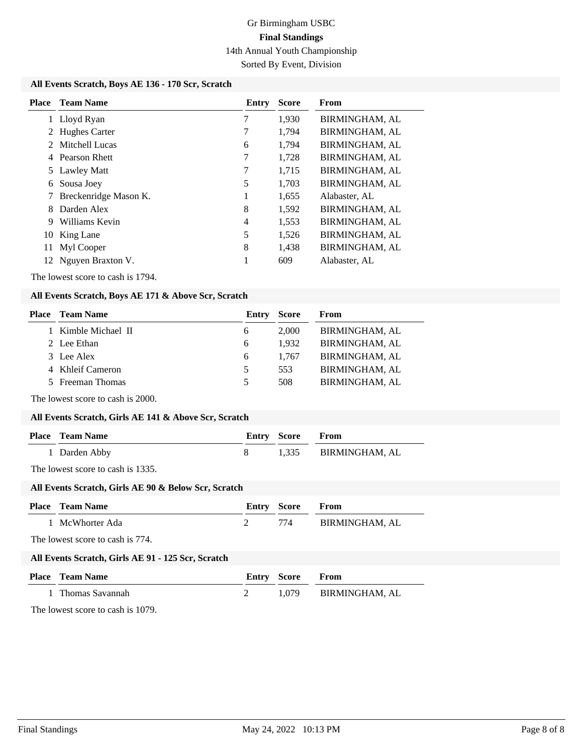Gr Birmingham USBC

**Final Standings**

14th Annual Youth Championship

Sorted By Event, Division

### All Events Scratch, Boys AE 136 - 170 Scr, Scratch

| Place | Team Name | Entry | Score | From |
|---|---|---|---|---|
| 1 | Lloyd Ryan | 7 | 1,930 | BIRMINGHAM, AL |
| 2 | Hughes Carter | 7 | 1,794 | BIRMINGHAM, AL |
| 2 | Mitchell Lucas | 6 | 1,794 | BIRMINGHAM, AL |
| 4 | Pearson Rhett | 7 | 1,728 | BIRMINGHAM, AL |
| 5 | Lawley Matt | 7 | 1,715 | BIRMINGHAM, AL |
| 6 | Sousa Joey | 5 | 1,703 | BIRMINGHAM, AL |
| 7 | Breckenridge Mason K. | 1 | 1,655 | Alabaster, AL |
| 8 | Darden Alex | 8 | 1,592 | BIRMINGHAM, AL |
| 9 | Williams Kevin | 4 | 1,553 | BIRMINGHAM, AL |
| 10 | King Lane | 5 | 1,526 | BIRMINGHAM, AL |
| 11 | Myl Cooper | 8 | 1,438 | BIRMINGHAM, AL |
| 12 | Nguyen Braxton V. | 1 | 609 | Alabaster, AL |

The lowest score to cash is 1794.

### All Events Scratch, Boys AE 171 & Above Scr, Scratch

| Place | Team Name | Entry | Score | From |
|---|---|---|---|---|
| 1 | Kimble Michael II | 6 | 2,000 | BIRMINGHAM, AL |
| 2 | Lee Ethan | 6 | 1,932 | BIRMINGHAM, AL |
| 3 | Lee Alex | 6 | 1,767 | BIRMINGHAM, AL |
| 4 | Khleif Cameron | 5 | 553 | BIRMINGHAM, AL |
| 5 | Freeman Thomas | 5 | 508 | BIRMINGHAM, AL |

The lowest score to cash is 2000.

### All Events Scratch, Girls AE 141 & Above Scr, Scratch

| Place | Team Name | Entry | Score | From |
|---|---|---|---|---|
| 1 | Darden Abby | 8 | 1,335 | BIRMINGHAM, AL |

The lowest score to cash is 1335.

### All Events Scratch, Girls AE 90 & Below Scr, Scratch

| Place | Team Name | Entry | Score | From |
|---|---|---|---|---|
| 1 | McWhorter Ada | 2 | 774 | BIRMINGHAM, AL |

The lowest score to cash is 774.

### All Events Scratch, Girls AE 91 - 125 Scr, Scratch

| Place | Team Name | Entry | Score | From |
|---|---|---|---|---|
| 1 | Thomas Savannah | 2 | 1,079 | BIRMINGHAM, AL |

The lowest score to cash is 1079.